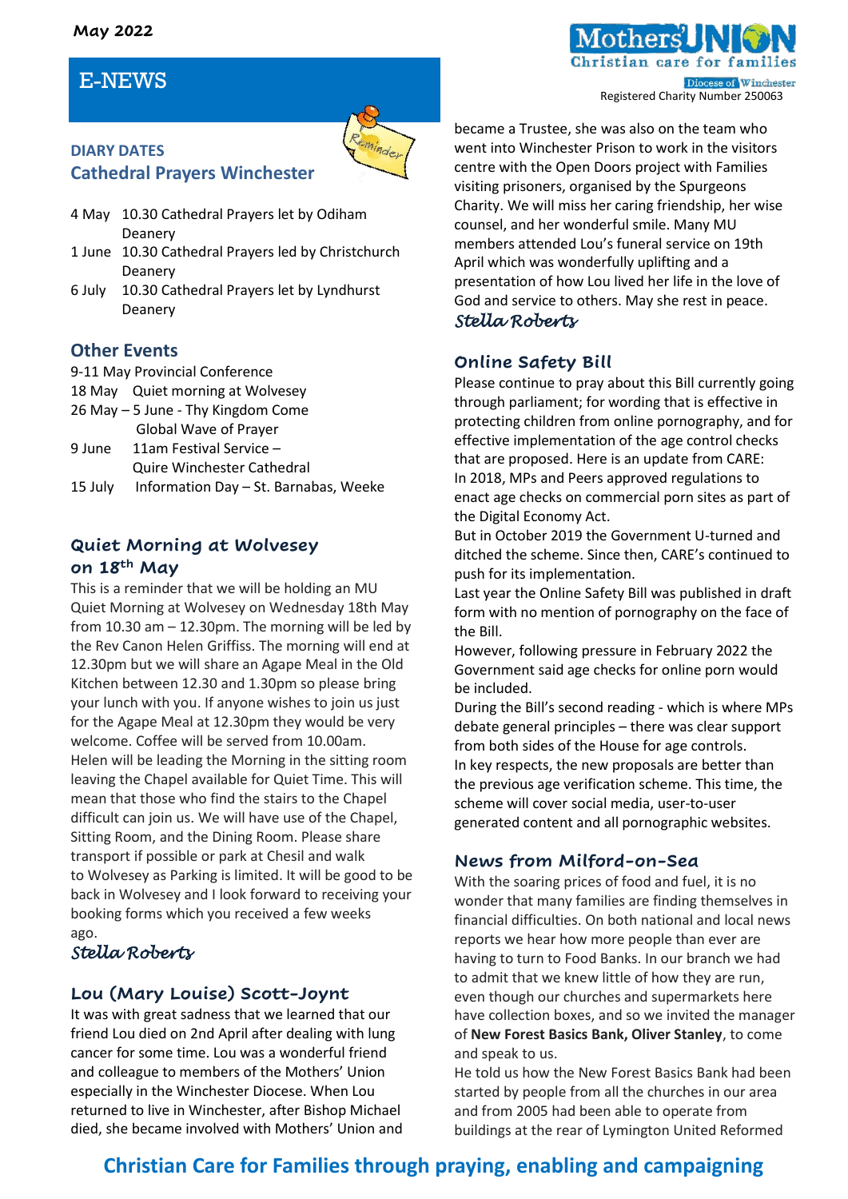May 2022

# E-NEWS

Mothers' Union
Christian care for families
Diocese of Winchester
Registered Charity Number 250063

## DIARY DATES

### Cathedral Prayers Winchester

4 May 10.30 Cathedral Prayers let by Odiham Deanery
1 June 10.30 Cathedral Prayers led by Christchurch Deanery
6 July 10.30 Cathedral Prayers let by Lyndhurst Deanery

### Other Events

9-11 May Provincial Conference
18 May Quiet morning at Wolvesey
26 May – 5 June - Thy Kingdom Come Global Wave of Prayer
9 June 11am Festival Service – Quire Winchester Cathedral
15 July Information Day – St. Barnabas, Weeke

## Quiet Morning at Wolvesey on 18th May

This is a reminder that we will be holding an MU Quiet Morning at Wolvesey on Wednesday 18th May from 10.30 am – 12.30pm. The morning will be led by the Rev Canon Helen Griffiss. The morning will end at 12.30pm but we will share an Agape Meal in the Old Kitchen between 12.30 and 1.30pm so please bring your lunch with you. If anyone wishes to join us just for the Agape Meal at 12.30pm they would be very welcome. Coffee will be served from 10.00am. Helen will be leading the Morning in the sitting room leaving the Chapel available for Quiet Time. This will mean that those who find the stairs to the Chapel difficult can join us. We will have use of the Chapel, Sitting Room, and the Dining Room. Please share transport if possible or park at Chesil and walk to Wolvesey as Parking is limited. It will be good to be back in Wolvesey and I look forward to receiving your booking forms which you received a few weeks ago.

*Stella Roberts*

## Lou (Mary Louise) Scott-Joynt

It was with great sadness that we learned that our friend Lou died on 2nd April after dealing with lung cancer for some time. Lou was a wonderful friend and colleague to members of the Mothers' Union especially in the Winchester Diocese. When Lou returned to live in Winchester, after Bishop Michael died, she became involved with Mothers' Union and became a Trustee, she was also on the team who went into Winchester Prison to work in the visitors centre with the Open Doors project with Families visiting prisoners, organised by the Spurgeons Charity. We will miss her caring friendship, her wise counsel, and her wonderful smile. Many MU members attended Lou's funeral service on 19th April which was wonderfully uplifting and a presentation of how Lou lived her life in the love of God and service to others. May she rest in peace.

*Stella Roberts*

## Online Safety Bill

Please continue to pray about this Bill currently going through parliament; for wording that is effective in protecting children from online pornography, and for effective implementation of the age control checks that are proposed. Here is an update from CARE:

In 2018, MPs and Peers approved regulations to enact age checks on commercial porn sites as part of the Digital Economy Act.

But in October 2019 the Government U-turned and ditched the scheme. Since then, CARE's continued to push for its implementation.

Last year the Online Safety Bill was published in draft form with no mention of pornography on the face of the Bill.

However, following pressure in February 2022 the Government said age checks for online porn would be included.

During the Bill's second reading - which is where MPs debate general principles – there was clear support from both sides of the House for age controls.

In key respects, the new proposals are better than the previous age verification scheme. This time, the scheme will cover social media, user-to-user generated content and all pornographic websites.

## News from Milford-on-Sea

With the soaring prices of food and fuel, it is no wonder that many families are finding themselves in financial difficulties. On both national and local news reports we hear how more people than ever are having to turn to Food Banks. In our branch we had to admit that we knew little of how they are run, even though our churches and supermarkets here have collection boxes, and so we invited the manager of **New Forest Basics Bank, Oliver Stanley**, to come and speak to us.

He told us how the New Forest Basics Bank had been started by people from all the churches in our area and from 2005 had been able to operate from buildings at the rear of Lymington United Reformed

**Christian Care for Families through praying, enabling and campaigning**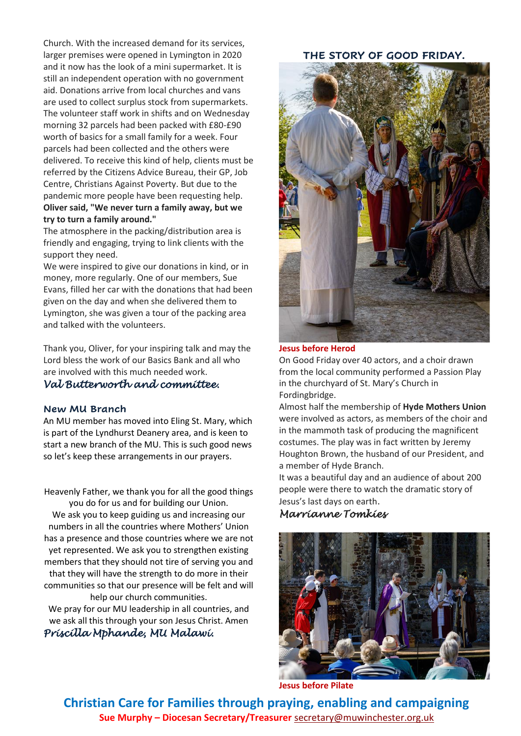Church. With the increased demand for its services, larger premises were opened in Lymington in 2020 and it now has the look of a mini supermarket. It is still an independent operation with no government aid. Donations arrive from local churches and vans are used to collect surplus stock from supermarkets. The volunteer staff work in shifts and on Wednesday morning 32 parcels had been packed with £80-£90 worth of basics for a small family for a week. Four parcels had been collected and the others were delivered. To receive this kind of help, clients must be referred by the Citizens Advice Bureau, their GP, Job Centre, Christians Against Poverty. But due to the pandemic more people have been requesting help. **Oliver said, "We never turn a family away, but we try to turn a family around."**

The atmosphere in the packing/distribution area is friendly and engaging, trying to link clients with the support they need.

We were inspired to give our donations in kind, or in money, more regularly. One of our members, Sue Evans, filled her car with the donations that had been given on the day and when she delivered them to Lymington, she was given a tour of the packing area and talked with the volunteers.

Thank you, Oliver, for your inspiring talk and may the Lord bless the work of our Basics Bank and all who are involved with this much needed work.

*Val Butterworth and committee.*

## New MU Branch

An MU member has moved into Eling St. Mary, which is part of the Lyndhurst Deanery area, and is keen to start a new branch of the MU. This is such good news so let's keep these arrangements in our prayers.

Heavenly Father, we thank you for all the good things you do for us and for building our Union.
We ask you to keep guiding us and increasing our numbers in all the countries where Mothers' Union has a presence and those countries where we are not yet represented. We ask you to strengthen existing members that they should not tire of serving you and that they will have the strength to do more in their communities so that our presence will be felt and will help our church communities.
We pray for our MU leadership in all countries, and we ask all this through your son Jesus Christ. Amen

*Priscilla Mphande, MU Malawi.*

## THE STORY OF GOOD FRIDAY.

**Jesus before Herod**

On Good Friday over 40 actors, and a choir drawn from the local community performed a Passion Play in the churchyard of St. Mary's Church in Fordingbridge.

Almost half the membership of **Hyde Mothers Union** were involved as actors, as members of the choir and in the mammoth task of producing the magnificent costumes. The play was in fact written by Jeremy Houghton Brown, the husband of our President, and a member of Hyde Branch.

It was a beautiful day and an audience of about 200 people were there to watch the dramatic story of Jesus's last days on earth.

*Marrianne Tomkies*

**Jesus before Pilate**

**Christian Care for Families through praying, enabling and campaigning**

**Sue Murphy – Diocesan Secretary/Treasurer** secretary@muwinchester.org.uk